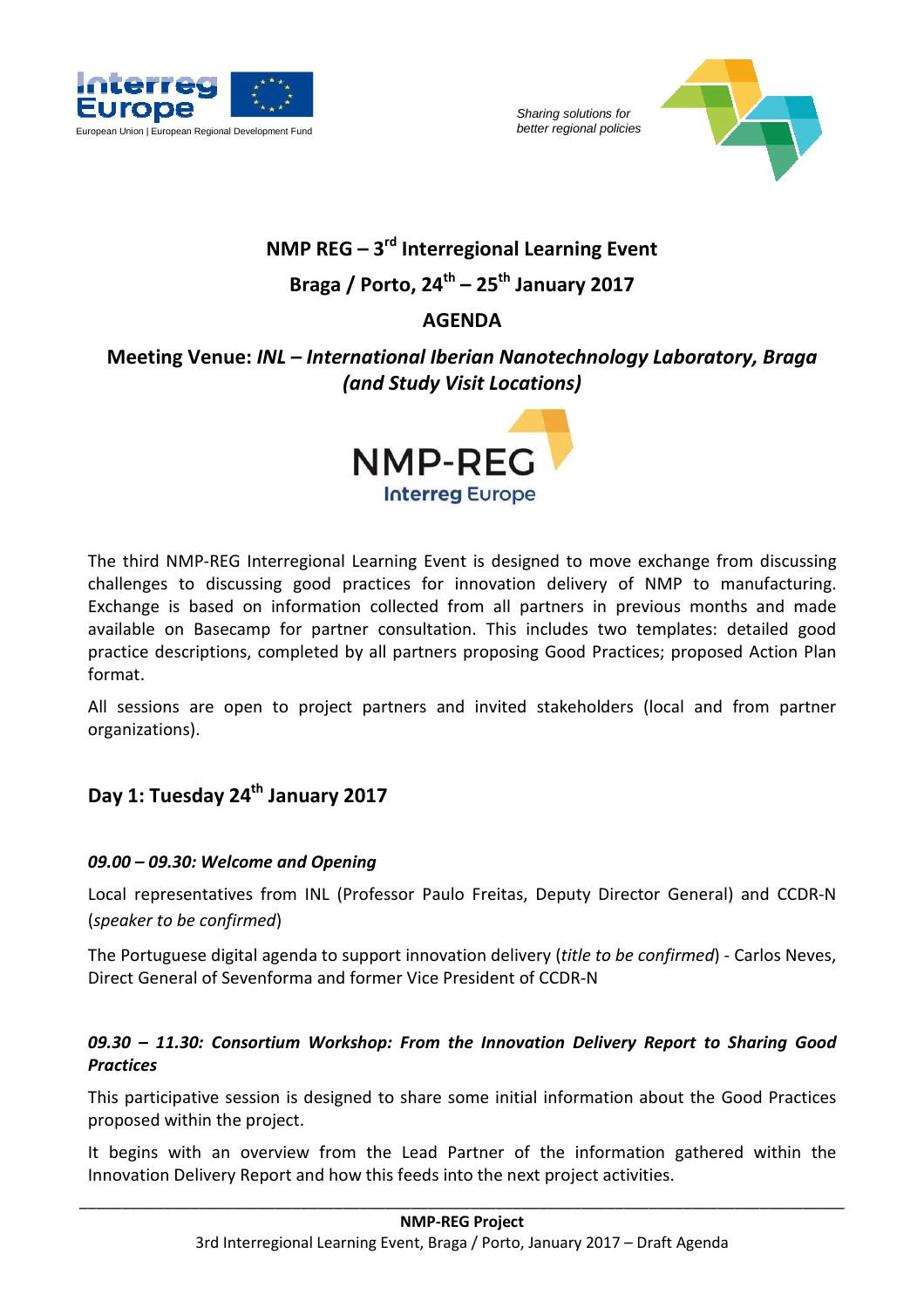Sharing solutions for better regional policies

# NMP REG – 3rd Interregional Learning Event

## Braga / Porto, 24th – 25th January 2017

## AGENDA

## Meeting Venue: *INL – International Iberian Nanotechnology Laboratory, Braga (and Study Visit Locations)*

The third NMP-REG Interregional Learning Event is designed to move exchange from discussing challenges to discussing good practices for innovation delivery of NMP to manufacturing. Exchange is based on information collected from all partners in previous months and made available on Basecamp for partner consultation. This includes two templates: detailed good practice descriptions, completed by all partners proposing Good Practices; proposed Action Plan format.

All sessions are open to project partners and invited stakeholders (local and from partner organizations).

## Day 1: Tuesday 24th January 2017

### *09.00 – 09.30: Welcome and Opening*

Local representatives from INL (Professor Paulo Freitas, Deputy Director General) and CCDR-N (*speaker to be confirmed*)

The Portuguese digital agenda to support innovation delivery (*title to be confirmed*) - Carlos Neves, Direct General of Sevenforma and former Vice President of CCDR-N

### *09.30 – 11.30: Consortium Workshop: From the Innovation Delivery Report to Sharing Good Practices*

This participative session is designed to share some initial information about the Good Practices proposed within the project.

It begins with an overview from the Lead Partner of the information gathered within the Innovation Delivery Report and how this feeds into the next project activities.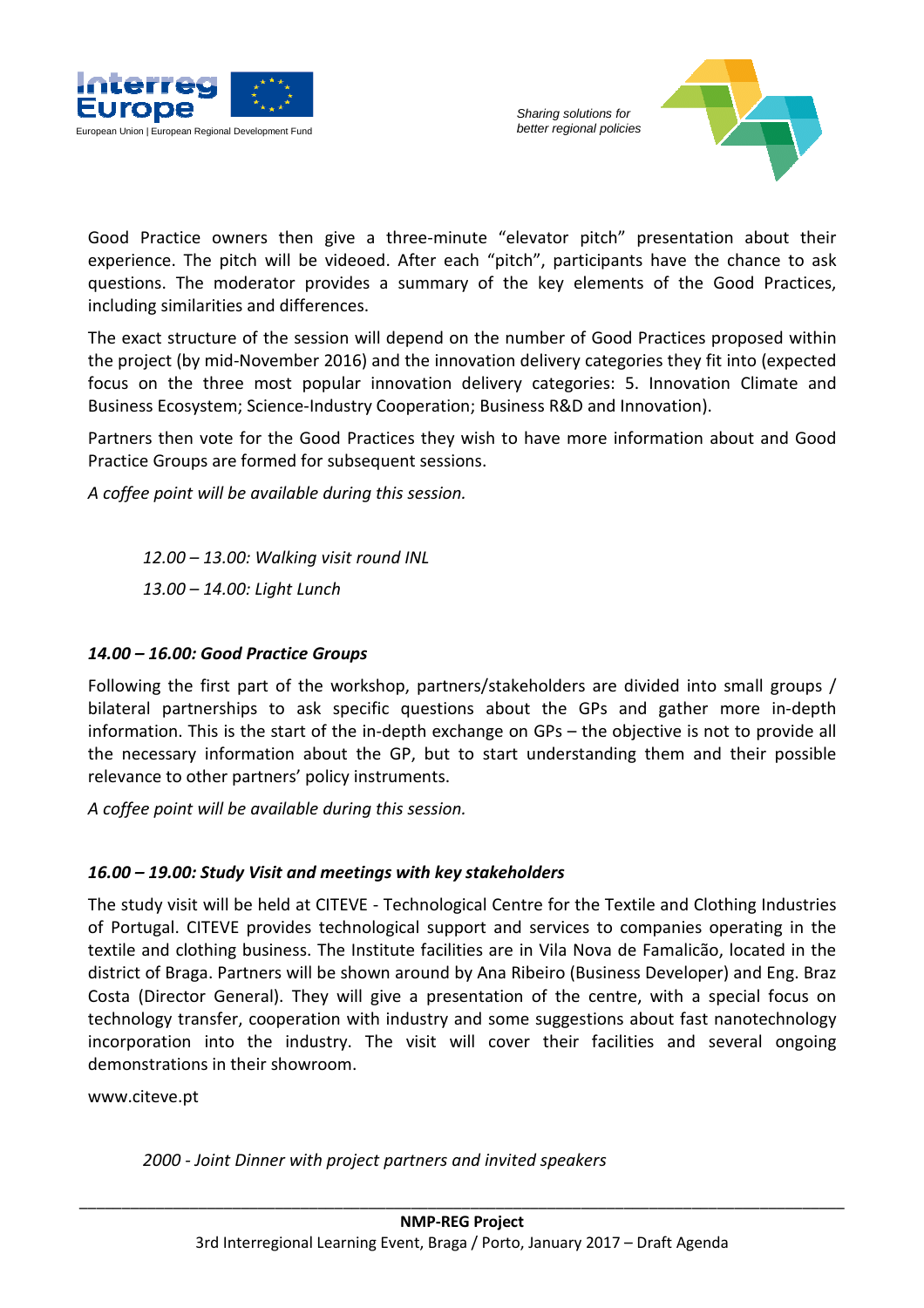Good Practice owners then give a three-minute "elevator pitch" presentation about their experience. The pitch will be videoed. After each "pitch", participants have the chance to ask questions. The moderator provides a summary of the key elements of the Good Practices, including similarities and differences.

The exact structure of the session will depend on the number of Good Practices proposed within the project (by mid-November 2016) and the innovation delivery categories they fit into (expected focus on the three most popular innovation delivery categories: 5. Innovation Climate and Business Ecosystem; Science-Industry Cooperation; Business R&D and Innovation).

Partners then vote for the Good Practices they wish to have more information about and Good Practice Groups are formed for subsequent sessions.

*A coffee point will be available during this session.*

*12.00 – 13.00: Walking visit round INL*

*13.00 – 14.00: Light Lunch*

***14.00 – 16.00: Good Practice Groups***

Following the first part of the workshop, partners/stakeholders are divided into small groups / bilateral partnerships to ask specific questions about the GPs and gather more in-depth information. This is the start of the in-depth exchange on GPs – the objective is not to provide all the necessary information about the GP, but to start understanding them and their possible relevance to other partners' policy instruments.

*A coffee point will be available during this session.*

***16.00 – 19.00: Study Visit and meetings with key stakeholders***

The study visit will be held at CITEVE - Technological Centre for the Textile and Clothing Industries of Portugal. CITEVE provides technological support and services to companies operating in the textile and clothing business. The Institute facilities are in Vila Nova de Famalicão, located in the district of Braga. Partners will be shown around by Ana Ribeiro (Business Developer) and Eng. Braz Costa (Director General). They will give a presentation of the centre, with a special focus on technology transfer, cooperation with industry and some suggestions about fast nanotechnology incorporation into the industry. The visit will cover their facilities and several ongoing demonstrations in their showroom.

www.citeve.pt

*2000 - Joint Dinner with project partners and invited speakers*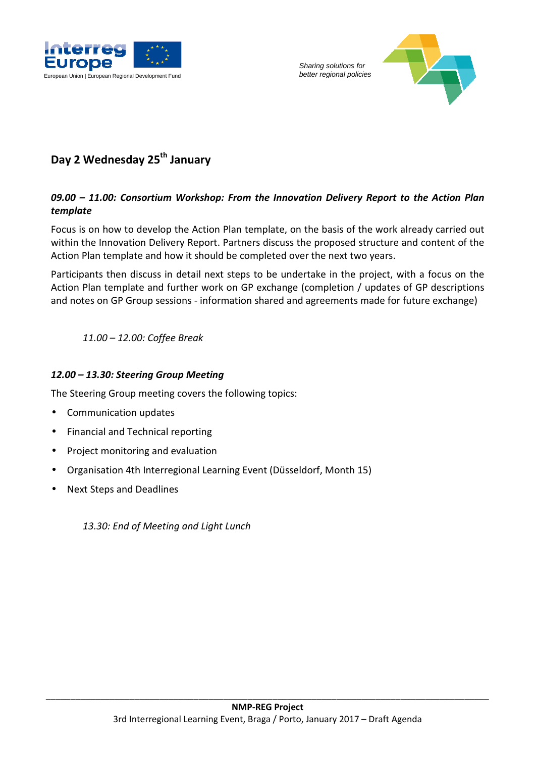## Day 2 Wednesday 25th January

***09.00 – 11.00: Consortium Workshop: From the Innovation Delivery Report to the Action Plan template***

Focus is on how to develop the Action Plan template, on the basis of the work already carried out within the Innovation Delivery Report. Partners discuss the proposed structure and content of the Action Plan template and how it should be completed over the next two years.

Participants then discuss in detail next steps to be undertake in the project, with a focus on the Action Plan template and further work on GP exchange (completion / updates of GP descriptions and notes on GP Group sessions - information shared and agreements made for future exchange)

*11.00 – 12.00: Coffee Break*

***12.00 – 13.30: Steering Group Meeting***

The Steering Group meeting covers the following topics:

- Communication updates
- Financial and Technical reporting
- Project monitoring and evaluation
- Organisation 4th Interregional Learning Event (Düsseldorf, Month 15)
- Next Steps and Deadlines

*13.30: End of Meeting and Light Lunch*